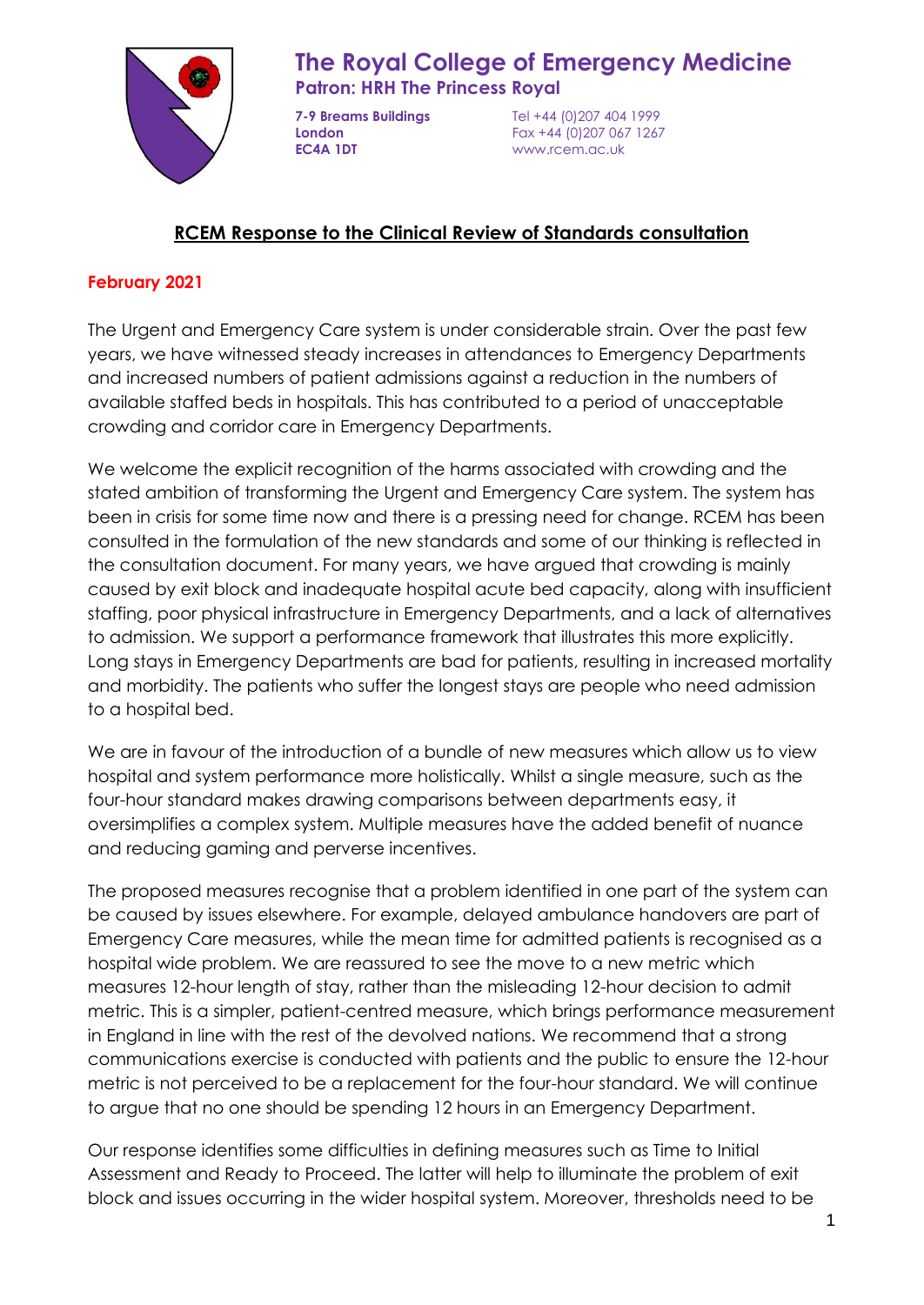# The Royal College of Emergency Medicine

**Patron: HRH The Princess Royal**

**7-9 Breams Buildings**
**London**
**EC4A 1DT**

Tel +44 (0)207 404 1999
Fax +44 (0)207 067 1267
www.rcem.ac.uk

## RCEM Response to the Clinical Review of Standards consultation

**February 2021**

The Urgent and Emergency Care system is under considerable strain. Over the past few years, we have witnessed steady increases in attendances to Emergency Departments and increased numbers of patient admissions against a reduction in the numbers of available staffed beds in hospitals. This has contributed to a period of unacceptable crowding and corridor care in Emergency Departments.

We welcome the explicit recognition of the harms associated with crowding and the stated ambition of transforming the Urgent and Emergency Care system. The system has been in crisis for some time now and there is a pressing need for change. RCEM has been consulted in the formulation of the new standards and some of our thinking is reflected in the consultation document. For many years, we have argued that crowding is mainly caused by exit block and inadequate hospital acute bed capacity, along with insufficient staffing, poor physical infrastructure in Emergency Departments, and a lack of alternatives to admission. We support a performance framework that illustrates this more explicitly. Long stays in Emergency Departments are bad for patients, resulting in increased mortality and morbidity. The patients who suffer the longest stays are people who need admission to a hospital bed.

We are in favour of the introduction of a bundle of new measures which allow us to view hospital and system performance more holistically. Whilst a single measure, such as the four-hour standard makes drawing comparisons between departments easy, it oversimplifies a complex system. Multiple measures have the added benefit of nuance and reducing gaming and perverse incentives.

The proposed measures recognise that a problem identified in one part of the system can be caused by issues elsewhere. For example, delayed ambulance handovers are part of Emergency Care measures, while the mean time for admitted patients is recognised as a hospital wide problem. We are reassured to see the move to a new metric which measures 12-hour length of stay, rather than the misleading 12-hour decision to admit metric. This is a simpler, patient-centred measure, which brings performance measurement in England in line with the rest of the devolved nations. We recommend that a strong communications exercise is conducted with patients and the public to ensure the 12-hour metric is not perceived to be a replacement for the four-hour standard. We will continue to argue that no one should be spending 12 hours in an Emergency Department.

Our response identifies some difficulties in defining measures such as Time to Initial Assessment and Ready to Proceed. The latter will help to illuminate the problem of exit block and issues occurring in the wider hospital system. Moreover, thresholds need to be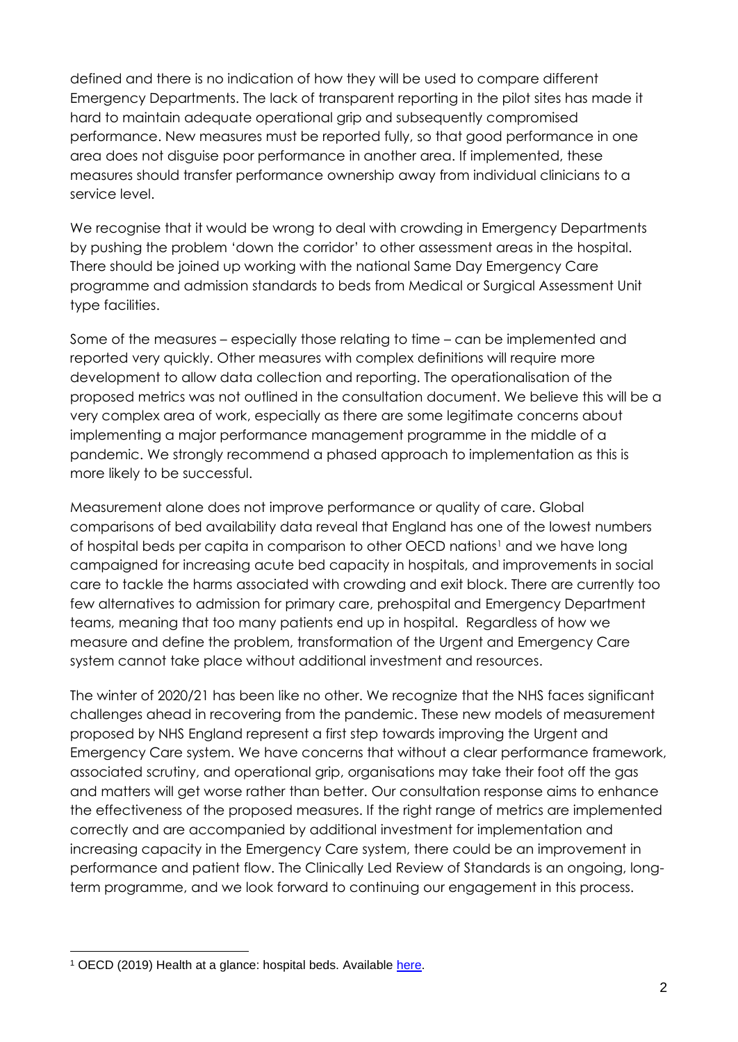defined and there is no indication of how they will be used to compare different Emergency Departments. The lack of transparent reporting in the pilot sites has made it hard to maintain adequate operational grip and subsequently compromised performance. New measures must be reported fully, so that good performance in one area does not disguise poor performance in another area. If implemented, these measures should transfer performance ownership away from individual clinicians to a service level.

We recognise that it would be wrong to deal with crowding in Emergency Departments by pushing the problem 'down the corridor' to other assessment areas in the hospital. There should be joined up working with the national Same Day Emergency Care programme and admission standards to beds from Medical or Surgical Assessment Unit type facilities.

Some of the measures – especially those relating to time – can be implemented and reported very quickly. Other measures with complex definitions will require more development to allow data collection and reporting. The operationalisation of the proposed metrics was not outlined in the consultation document. We believe this will be a very complex area of work, especially as there are some legitimate concerns about implementing a major performance management programme in the middle of a pandemic. We strongly recommend a phased approach to implementation as this is more likely to be successful.

Measurement alone does not improve performance or quality of care. Global comparisons of bed availability data reveal that England has one of the lowest numbers of hospital beds per capita in comparison to other OECD nations[1] and we have long campaigned for increasing acute bed capacity in hospitals, and improvements in social care to tackle the harms associated with crowding and exit block. There are currently too few alternatives to admission for primary care, prehospital and Emergency Department teams, meaning that too many patients end up in hospital. Regardless of how we measure and define the problem, transformation of the Urgent and Emergency Care system cannot take place without additional investment and resources.

The winter of 2020/21 has been like no other. We recognize that the NHS faces significant challenges ahead in recovering from the pandemic. These new models of measurement proposed by NHS England represent a first step towards improving the Urgent and Emergency Care system. We have concerns that without a clear performance framework, associated scrutiny, and operational grip, organisations may take their foot off the gas and matters will get worse rather than better. Our consultation response aims to enhance the effectiveness of the proposed measures. If the right range of metrics are implemented correctly and are accompanied by additional investment for implementation and increasing capacity in the Emergency Care system, there could be an improvement in performance and patient flow. The Clinically Led Review of Standards is an ongoing, long-term programme, and we look forward to continuing our engagement in this process.

---

[1] OECD (2019) Health at a glance: hospital beds. Available [here](#).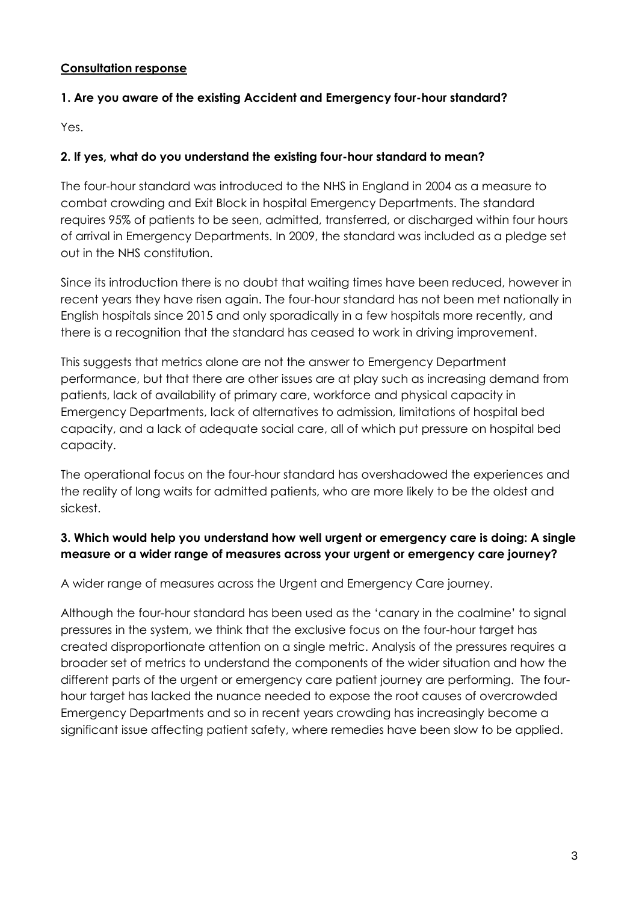**<u>Consultation response</u>**

**1. Are you aware of the existing Accident and Emergency four-hour standard?**

Yes.

**2. If yes, what do you understand the existing four-hour standard to mean?**

The four-hour standard was introduced to the NHS in England in 2004 as a measure to combat crowding and Exit Block in hospital Emergency Departments. The standard requires 95% of patients to be seen, admitted, transferred, or discharged within four hours of arrival in Emergency Departments. In 2009, the standard was included as a pledge set out in the NHS constitution.

Since its introduction there is no doubt that waiting times have been reduced, however in recent years they have risen again. The four-hour standard has not been met nationally in English hospitals since 2015 and only sporadically in a few hospitals more recently, and there is a recognition that the standard has ceased to work in driving improvement.

This suggests that metrics alone are not the answer to Emergency Department performance, but that there are other issues are at play such as increasing demand from patients, lack of availability of primary care, workforce and physical capacity in Emergency Departments, lack of alternatives to admission, limitations of hospital bed capacity, and a lack of adequate social care, all of which put pressure on hospital bed capacity.

The operational focus on the four-hour standard has overshadowed the experiences and the reality of long waits for admitted patients, who are more likely to be the oldest and sickest.

**3. Which would help you understand how well urgent or emergency care is doing: A single measure or a wider range of measures across your urgent or emergency care journey?**

A wider range of measures across the Urgent and Emergency Care journey.

Although the four-hour standard has been used as the 'canary in the coalmine' to signal pressures in the system, we think that the exclusive focus on the four-hour target has created disproportionate attention on a single metric. Analysis of the pressures requires a broader set of metrics to understand the components of the wider situation and how the different parts of the urgent or emergency care patient journey are performing. The four-hour target has lacked the nuance needed to expose the root causes of overcrowded Emergency Departments and so in recent years crowding has increasingly become a significant issue affecting patient safety, where remedies have been slow to be applied.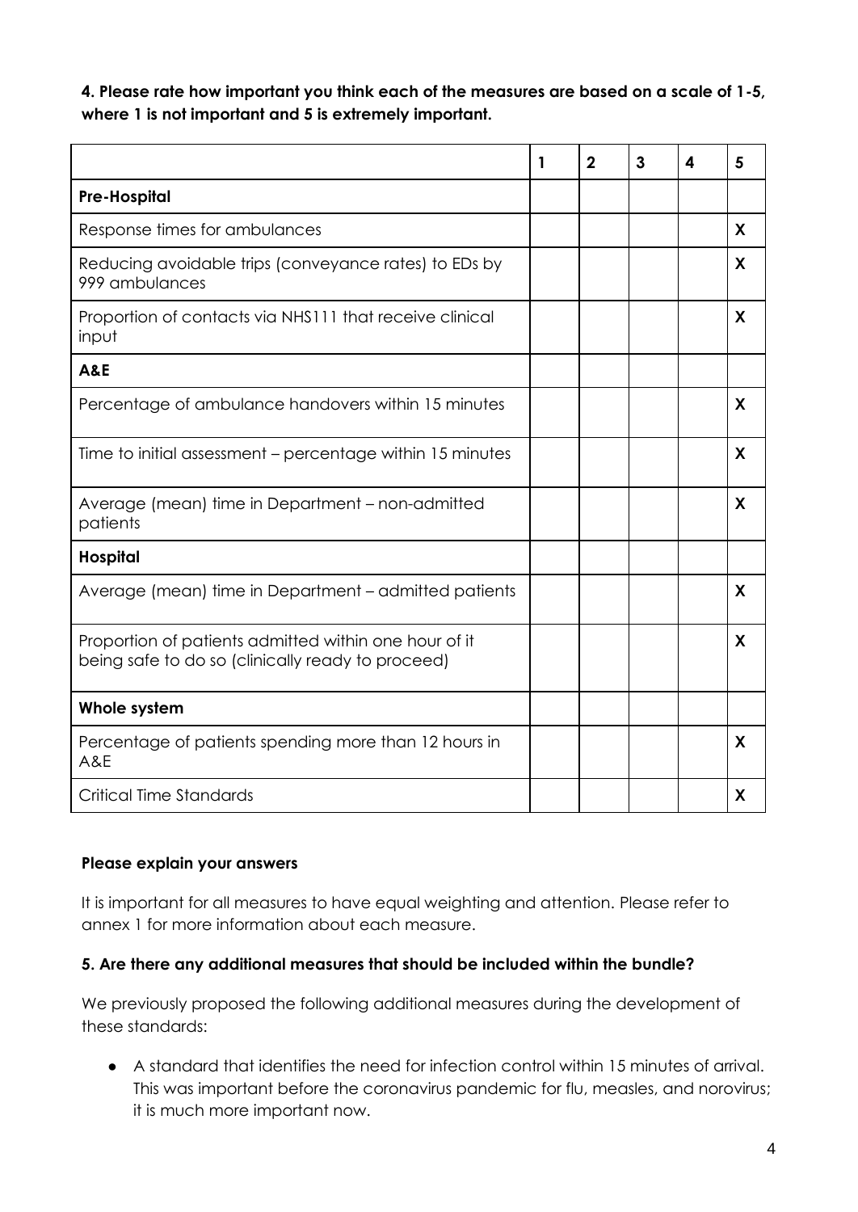**4. Please rate how important you think each of the measures are based on a scale of 1-5, where 1 is not important and 5 is extremely important.**

| | 1 | 2 | 3 | 4 | 5 |
|---|---|---|---|---|---|
| **Pre-Hospital** | | | | | |
| Response times for ambulances | | | | | X |
| Reducing avoidable trips (conveyance rates) to EDs by 999 ambulances | | | | | X |
| Proportion of contacts via NHS111 that receive clinical input | | | | | X |
| **A&E** | | | | | |
| Percentage of ambulance handovers within 15 minutes | | | | | X |
| Time to initial assessment – percentage within 15 minutes | | | | | X |
| Average (mean) time in Department – non-admitted patients | | | | | X |
| **Hospital** | | | | | |
| Average (mean) time in Department – admitted patients | | | | | X |
| Proportion of patients admitted within one hour of it being safe to do so (clinically ready to proceed) | | | | | X |
| **Whole system** | | | | | |
| Percentage of patients spending more than 12 hours in A&E | | | | | X |
| Critical Time Standards | | | | | X |

**Please explain your answers**

It is important for all measures to have equal weighting and attention. Please refer to annex 1 for more information about each measure.

**5. Are there any additional measures that should be included within the bundle?**

We previously proposed the following additional measures during the development of these standards:

- A standard that identifies the need for infection control within 15 minutes of arrival. This was important before the coronavirus pandemic for flu, measles, and norovirus; it is much more important now.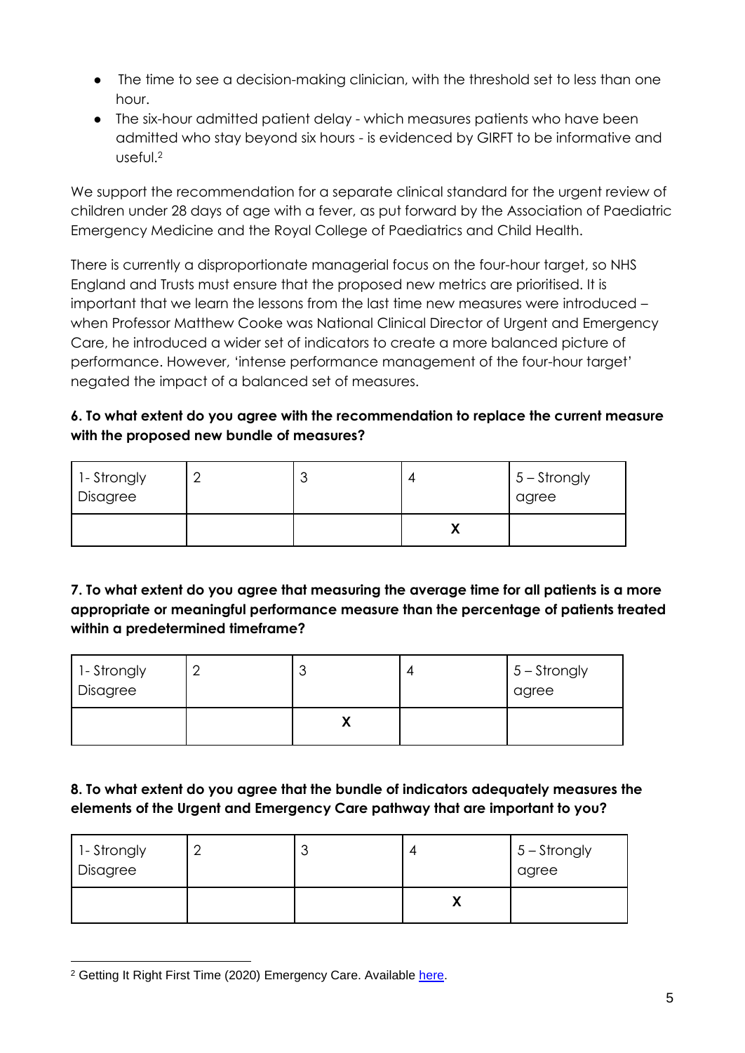- The time to see a decision-making clinician, with the threshold set to less than one hour.
- The six-hour admitted patient delay - which measures patients who have been admitted who stay beyond six hours - is evidenced by GIRFT to be informative and useful.[2]

We support the recommendation for a separate clinical standard for the urgent review of children under 28 days of age with a fever, as put forward by the Association of Paediatric Emergency Medicine and the Royal College of Paediatrics and Child Health.

There is currently a disproportionate managerial focus on the four-hour target, so NHS England and Trusts must ensure that the proposed new metrics are prioritised. It is important that we learn the lessons from the last time new measures were introduced – when Professor Matthew Cooke was National Clinical Director of Urgent and Emergency Care, he introduced a wider set of indicators to create a more balanced picture of performance. However, 'intense performance management of the four-hour target' negated the impact of a balanced set of measures.

**6. To what extent do you agree with the recommendation to replace the current measure with the proposed new bundle of measures?**

| 1- Strongly Disagree | 2 | 3 | 4 | 5 – Strongly agree |
|---|---|---|---|---|
| | | | X | |

**7. To what extent do you agree that measuring the average time for all patients is a more appropriate or meaningful performance measure than the percentage of patients treated within a predetermined timeframe?**

| 1- Strongly Disagree | 2 | 3 | 4 | 5 – Strongly agree |
|---|---|---|---|---|
| | | X | | |

**8. To what extent do you agree that the bundle of indicators adequately measures the elements of the Urgent and Emergency Care pathway that are important to you?**

| 1- Strongly Disagree | 2 | 3 | 4 | 5 – Strongly agree |
|---|---|---|---|---|
| | | | X | |

[2] Getting It Right First Time (2020) Emergency Care. Available here.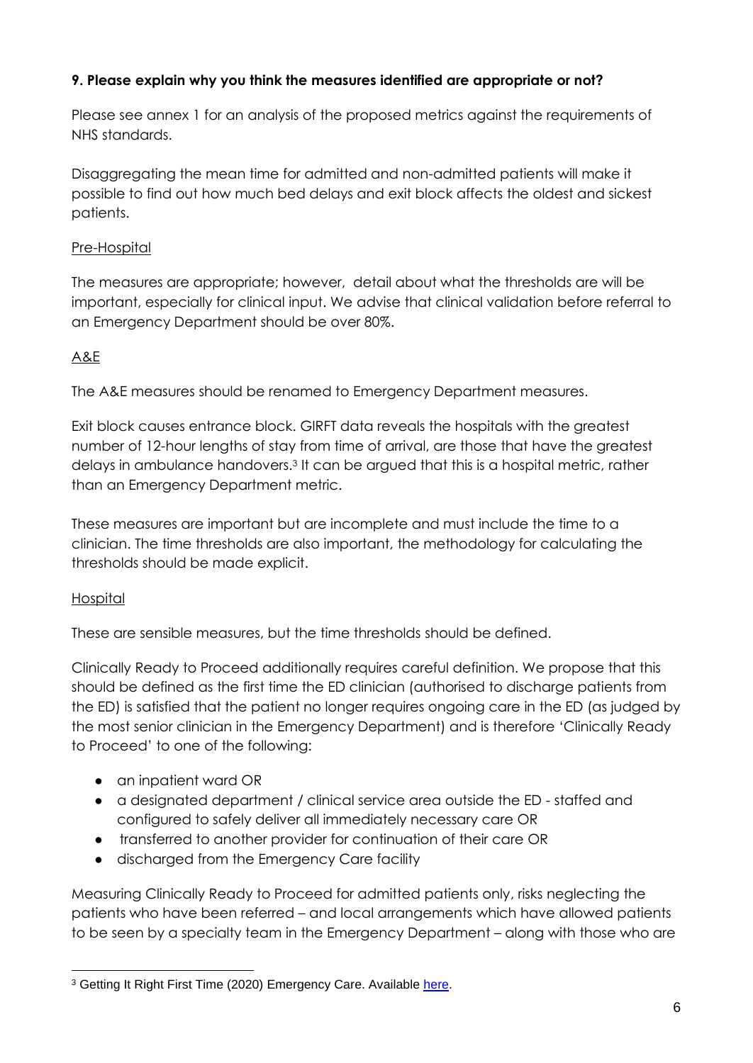**9. Please explain why you think the measures identified are appropriate or not?**

Please see annex 1 for an analysis of the proposed metrics against the requirements of NHS standards.

Disaggregating the mean time for admitted and non-admitted patients will make it possible to find out how much bed delays and exit block affects the oldest and sickest patients.

Pre-Hospital

The measures are appropriate; however, detail about what the thresholds are will be important, especially for clinical input. We advise that clinical validation before referral to an Emergency Department should be over 80%.

A&E

The A&E measures should be renamed to Emergency Department measures.

Exit block causes entrance block. GIRFT data reveals the hospitals with the greatest number of 12-hour lengths of stay from time of arrival, are those that have the greatest delays in ambulance handovers.[3] It can be argued that this is a hospital metric, rather than an Emergency Department metric.

These measures are important but are incomplete and must include the time to a clinician. The time thresholds are also important, the methodology for calculating the thresholds should be made explicit.

Hospital

These are sensible measures, but the time thresholds should be defined.

Clinically Ready to Proceed additionally requires careful definition. We propose that this should be defined as the first time the ED clinician (authorised to discharge patients from the ED) is satisfied that the patient no longer requires ongoing care in the ED (as judged by the most senior clinician in the Emergency Department) and is therefore 'Clinically Ready to Proceed' to one of the following:

- an inpatient ward OR
- a designated department / clinical service area outside the ED - staffed and configured to safely deliver all immediately necessary care OR
- transferred to another provider for continuation of their care OR
- discharged from the Emergency Care facility

Measuring Clinically Ready to Proceed for admitted patients only, risks neglecting the patients who have been referred – and local arrangements which have allowed patients to be seen by a specialty team in the Emergency Department – along with those who are

[3] Getting It Right First Time (2020) Emergency Care. Available here.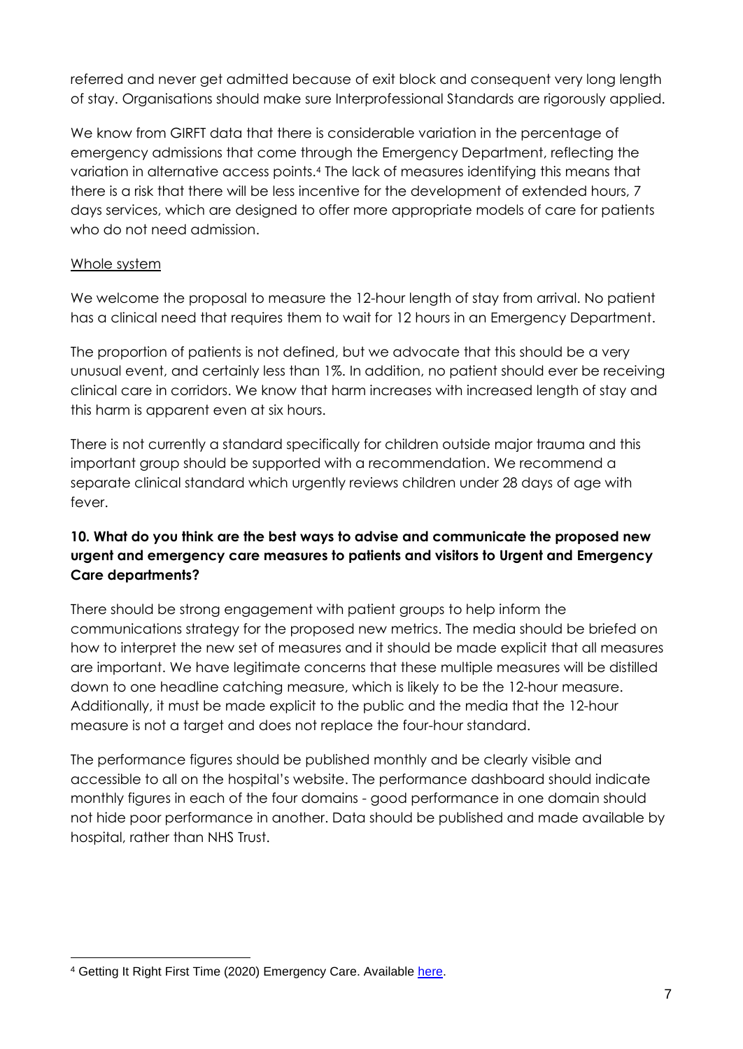referred and never get admitted because of exit block and consequent very long length of stay. Organisations should make sure Interprofessional Standards are rigorously applied.

We know from GIRFT data that there is considerable variation in the percentage of emergency admissions that come through the Emergency Department, reflecting the variation in alternative access points.[4] The lack of measures identifying this means that there is a risk that there will be less incentive for the development of extended hours, 7 days services, which are designed to offer more appropriate models of care for patients who do not need admission.

Whole system

We welcome the proposal to measure the 12-hour length of stay from arrival. No patient has a clinical need that requires them to wait for 12 hours in an Emergency Department.

The proportion of patients is not defined, but we advocate that this should be a very unusual event, and certainly less than 1%. In addition, no patient should ever be receiving clinical care in corridors. We know that harm increases with increased length of stay and this harm is apparent even at six hours.

There is not currently a standard specifically for children outside major trauma and this important group should be supported with a recommendation. We recommend a separate clinical standard which urgently reviews children under 28 days of age with fever.

**10. What do you think are the best ways to advise and communicate the proposed new urgent and emergency care measures to patients and visitors to Urgent and Emergency Care departments?**

There should be strong engagement with patient groups to help inform the communications strategy for the proposed new metrics. The media should be briefed on how to interpret the new set of measures and it should be made explicit that all measures are important. We have legitimate concerns that these multiple measures will be distilled down to one headline catching measure, which is likely to be the 12-hour measure. Additionally, it must be made explicit to the public and the media that the 12-hour measure is not a target and does not replace the four-hour standard.

The performance figures should be published monthly and be clearly visible and accessible to all on the hospital's website. The performance dashboard should indicate monthly figures in each of the four domains - good performance in one domain should not hide poor performance in another. Data should be published and made available by hospital, rather than NHS Trust.

---

[4] Getting It Right First Time (2020) Emergency Care. Available here.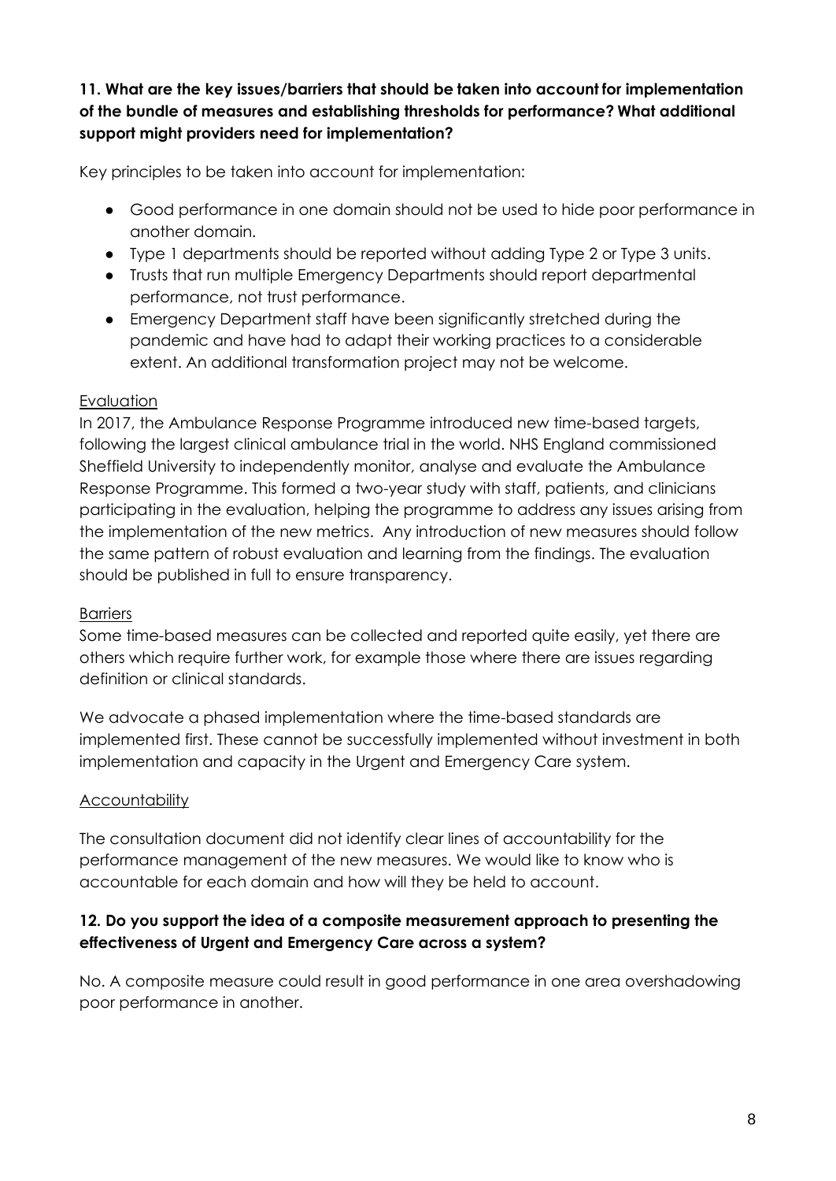**11. What are the key issues/barriers that should be taken into account for implementation of the bundle of measures and establishing thresholds for performance? What additional support might providers need for implementation?**

Key principles to be taken into account for implementation:

- Good performance in one domain should not be used to hide poor performance in another domain.
- Type 1 departments should be reported without adding Type 2 or Type 3 units.
- Trusts that run multiple Emergency Departments should report departmental performance, not trust performance.
- Emergency Department staff have been significantly stretched during the pandemic and have had to adapt their working practices to a considerable extent. An additional transformation project may not be welcome.

Evaluation

In 2017, the Ambulance Response Programme introduced new time-based targets, following the largest clinical ambulance trial in the world. NHS England commissioned Sheffield University to independently monitor, analyse and evaluate the Ambulance Response Programme. This formed a two-year study with staff, patients, and clinicians participating in the evaluation, helping the programme to address any issues arising from the implementation of the new metrics. Any introduction of new measures should follow the same pattern of robust evaluation and learning from the findings. The evaluation should be published in full to ensure transparency.

Barriers

Some time-based measures can be collected and reported quite easily, yet there are others which require further work, for example those where there are issues regarding definition or clinical standards.

We advocate a phased implementation where the time-based standards are implemented first. These cannot be successfully implemented without investment in both implementation and capacity in the Urgent and Emergency Care system.

Accountability

The consultation document did not identify clear lines of accountability for the performance management of the new measures. We would like to know who is accountable for each domain and how will they be held to account.

**12. Do you support the idea of a composite measurement approach to presenting the effectiveness of Urgent and Emergency Care across a system?**

No. A composite measure could result in good performance in one area overshadowing poor performance in another.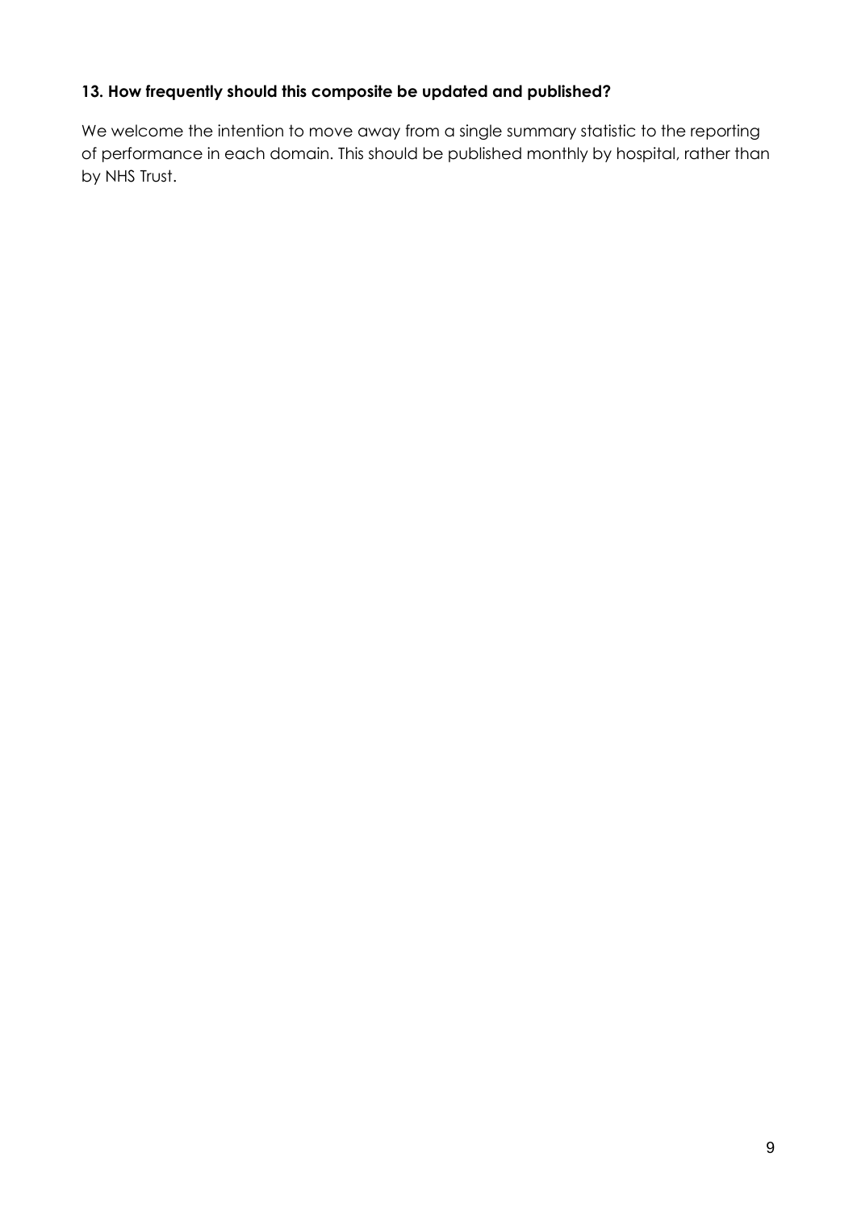**13. How frequently should this composite be updated and published?**

We welcome the intention to move away from a single summary statistic to the reporting of performance in each domain. This should be published monthly by hospital, rather than by NHS Trust.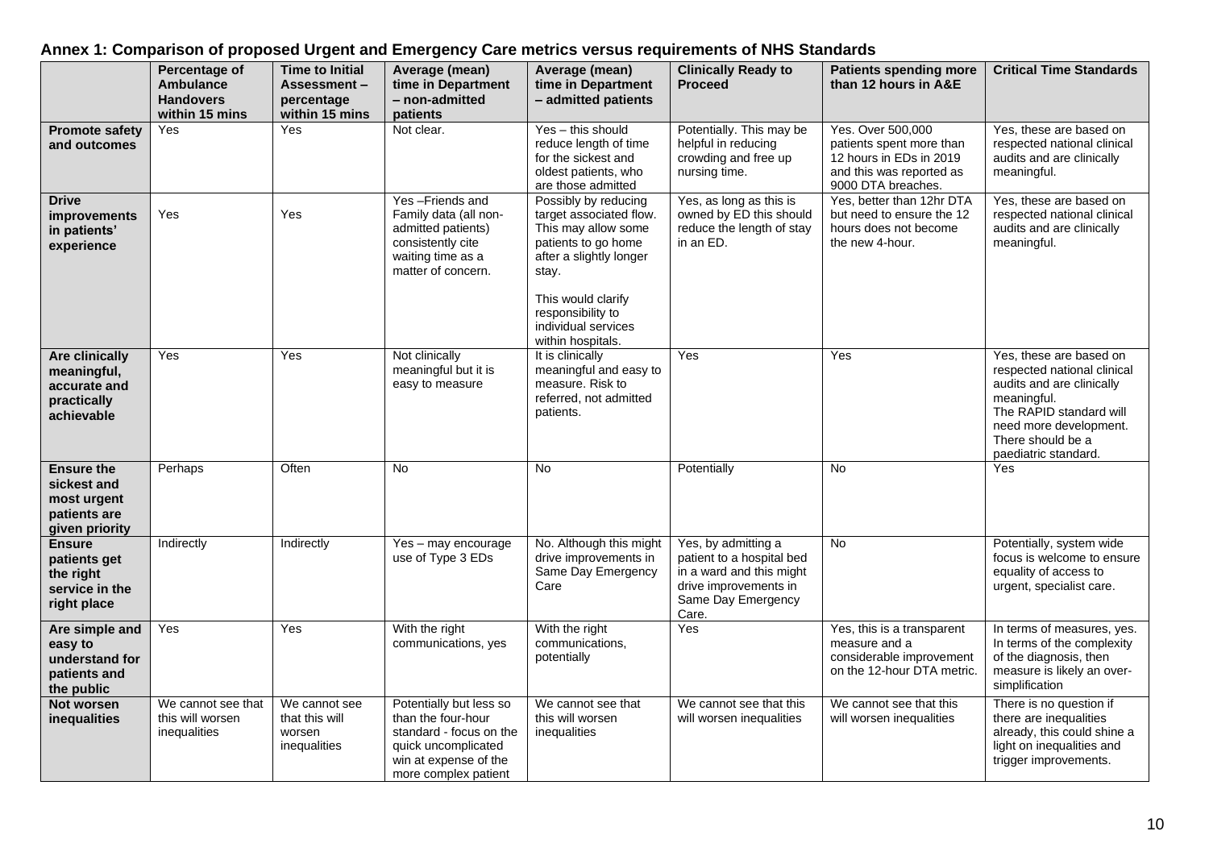## Annex 1: Comparison of proposed Urgent and Emergency Care metrics versus requirements of NHS Standards

| | Percentage of Ambulance Handovers within 15 mins | Time to Initial Assessment – percentage within 15 mins | Average (mean) time in Department – non-admitted patients | Average (mean) time in Department – admitted patients | Clinically Ready to Proceed | Patients spending more than 12 hours in A&E | Critical Time Standards |
|---|---|---|---|---|---|---|---|
| **Promote safety and outcomes** | Yes | Yes | Not clear. | Yes – this should reduce length of time for the sickest and oldest patients, who are those admitted | Potentially. This may be helpful in reducing crowding and free up nursing time. | Yes. Over 500,000 patients spent more than 12 hours in EDs in 2019 and this was reported as 9000 DTA breaches. | Yes, these are based on respected national clinical audits and are clinically meaningful. |
| **Drive improvements in patients' experience** | Yes | Yes | Yes –Friends and Family data (all non-admitted patients) consistently cite waiting time as a matter of concern. | Possibly by reducing target associated flow. This may allow some patients to go home after a slightly longer stay.<br><br>This would clarify responsibility to individual services within hospitals. | Yes, as long as this is owned by ED this should reduce the length of stay in an ED. | Yes, better than 12hr DTA but need to ensure the 12 hours does not become the new 4-hour. | Yes, these are based on respected national clinical audits and are clinically meaningful. |
| **Are clinically meaningful, accurate and practically achievable** | Yes | Yes | Not clinically meaningful but it is easy to measure | It is clinically meaningful and easy to measure. Risk to referred, not admitted patients. | Yes | Yes | Yes, these are based on respected national clinical audits and are clinically meaningful.<br>The RAPID standard will need more development.<br>There should be a paediatric standard. |
| **Ensure the sickest and most urgent patients are given priority** | Perhaps | Often | No | No | Potentially | No | Yes |
| **Ensure patients get the right service in the right place** | Indirectly | Indirectly | Yes – may encourage use of Type 3 EDs | No. Although this might drive improvements in Same Day Emergency Care | Yes, by admitting a patient to a hospital bed in a ward and this might drive improvements in Same Day Emergency Care. | No | Potentially, system wide focus is welcome to ensure equality of access to urgent, specialist care. |
| **Are simple and easy to understand for patients and the public** | Yes | Yes | With the right communications, yes | With the right communications, potentially | Yes | Yes, this is a transparent measure and a considerable improvement on the 12-hour DTA metric. | In terms of measures, yes. In terms of the complexity of the diagnosis, then measure is likely an over-simplification |
| **Not worsen inequalities** | We cannot see that this will worsen inequalities | We cannot see that this will worsen inequalities | Potentially but less so than the four-hour standard - focus on the quick uncomplicated win at expense of the more complex patient | We cannot see that this will worsen inequalities | We cannot see that this will worsen inequalities | We cannot see that this will worsen inequalities | There is no question if there are inequalities already, this could shine a light on inequalities and trigger improvements. |